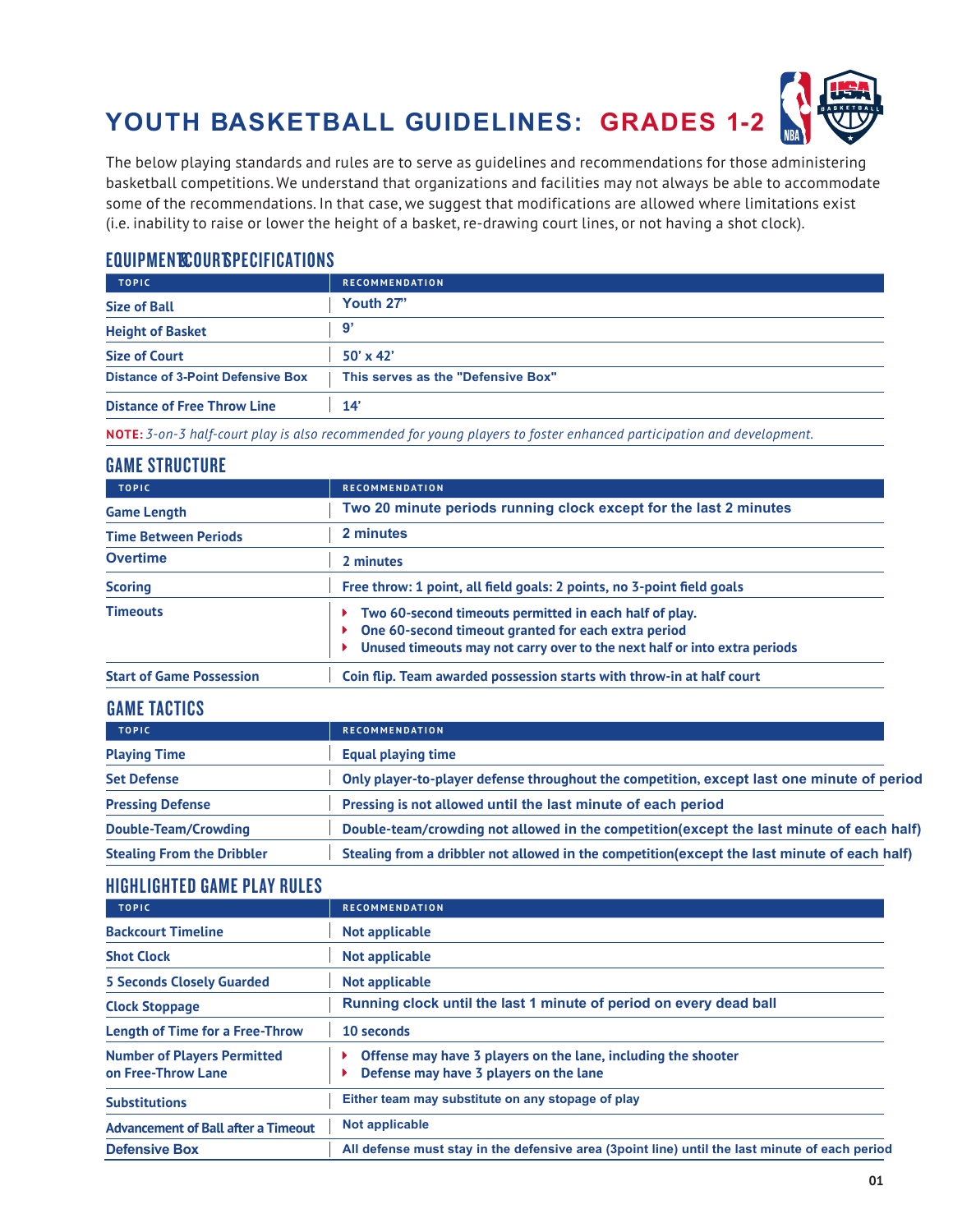# YOUTH BASKETBALL GUIDELINES: GRADES 1-2

The below playing standards and rules are to serve as guidelines and recommendations for those administering basketball competitions. We understand that organizations and facilities may not always be able to accommodate some of the recommendations. In that case, we suggest that modifications are allowed where limitations exist (i.e. inability to raise or lower the height of a basket, re-drawing court lines, or not having a shot clock).

## EQUIPMENT & COURT SPECIFICATIONS

| TOPIC | RECOMMENDATION |
|---|---|
| **Size of Ball** | **Youth 27"** |
| **Height of Basket** | **9'** |
| **Size of Court** | **50' x 42'** |
| **Distance of 3-Point Defensive Box** | **This serves as the "Defensive Box"** |
| **Distance of Free Throw Line** | **14'** |

**NOTE:** *3-on-3 half-court play is also recommended for young players to foster enhanced participation and development.*

## GAME STRUCTURE

| TOPIC | RECOMMENDATION |
|---|---|
| **Game Length** | **Two 20 minute periods running clock except for the last 2 minutes** |
| **Time Between Periods** | **2 minutes** |
| **Overtime** | **2 minutes** |
| **Scoring** | **Free throw: 1 point, all field goals: 2 points, no 3-point field goals** |
| **Timeouts** | **Two 60-second timeouts permitted in each half of play.**<br>**One 60-second timeout granted for each extra period**<br>**Unused timeouts may not carry over to the next half or into extra periods** |
| **Start of Game Possession** | **Coin flip. Team awarded possession starts with throw-in at half court** |

## GAME TACTICS

| TOPIC | RECOMMENDATION |
|---|---|
| **Playing Time** | **Equal playing time** |
| **Set Defense** | **Only player-to-player defense throughout the competition, except last one minute of period** |
| **Pressing Defense** | **Pressing is not allowed until the last minute of each period** |
| **Double-Team/Crowding** | **Double-team/crowding not allowed in the competition(except the last minute of each half)** |
| **Stealing From the Dribbler** | **Stealing from a dribbler not allowed in the competition(except the last minute of each half)** |

## HIGHLIGHTED GAME PLAY RULES

| TOPIC | RECOMMENDATION |
|---|---|
| **Backcourt Timeline** | **Not applicable** |
| **Shot Clock** | **Not applicable** |
| **5 Seconds Closely Guarded** | **Not applicable** |
| **Clock Stoppage** | **Running clock until the last 1 minute of period on every dead ball** |
| **Length of Time for a Free-Throw** | **10 seconds** |
| **Number of Players Permitted on Free-Throw Lane** | **Offense may have 3 players on the lane, including the shooter**<br>**Defense may have 3 players on the lane** |
| **Substitutions** | **Either team may substitute on any stopage of play** |
| **Advancement of Ball after a Timeout** | **Not applicable** |
| **Defensive Box** | **All defense must stay in the defensive area (3point line) until the last minute of each period** |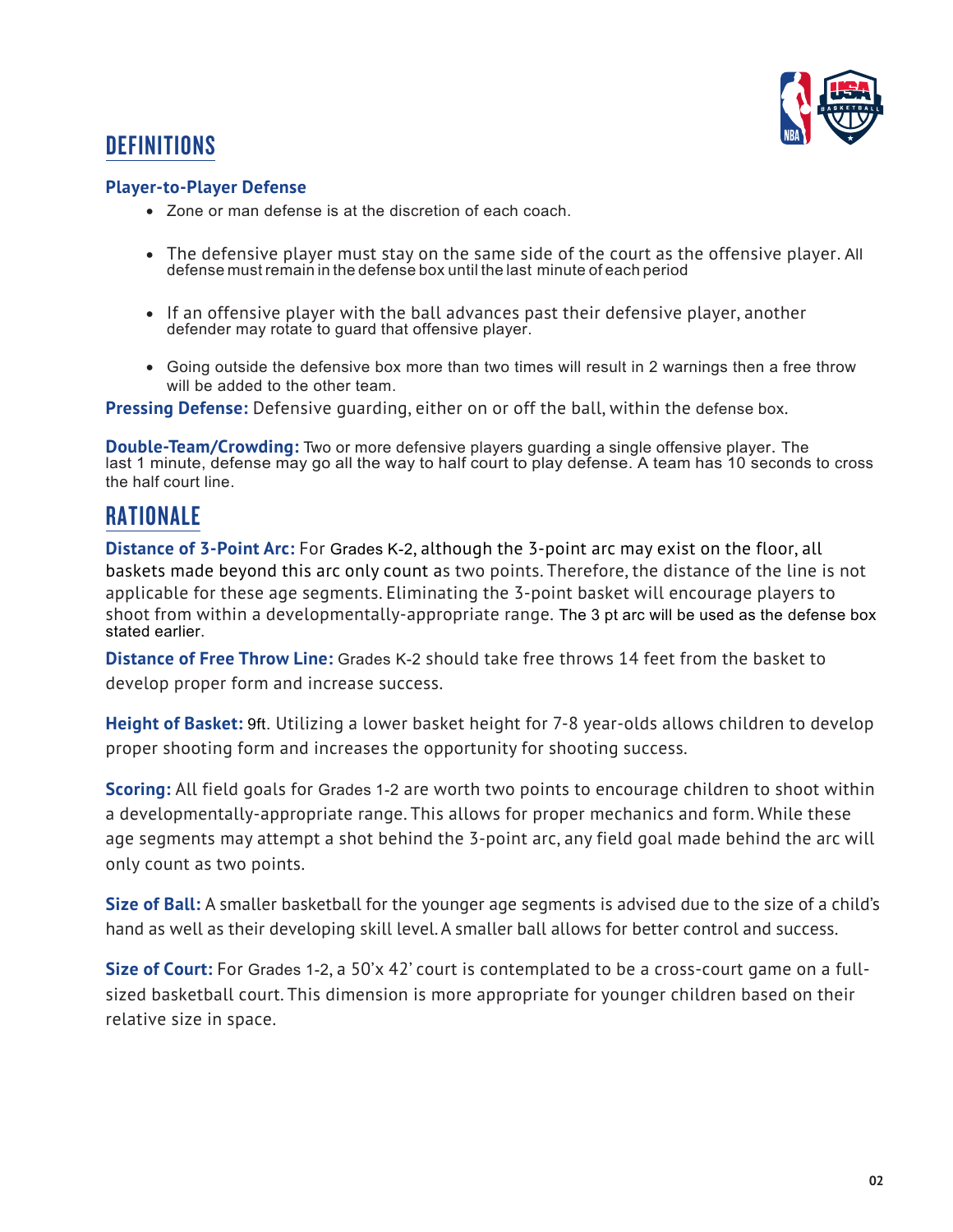## DEFINITIONS

### Player-to-Player Defense

- Zone or man defense is at the discretion of each coach.
- The defensive player must stay on the same side of the court as the offensive player. All defense must remain in the defense box until the last minute of each period
- If an offensive player with the ball advances past their defensive player, another defender may rotate to guard that offensive player.
- Going outside the defensive box more than two times will result in 2 warnings then a free throw will be added to the other team.

**Pressing Defense:** Defensive guarding, either on or off the ball, within the defense box.

**Double-Team/Crowding:** Two or more defensive players guarding a single offensive player. The last 1 minute, defense may go all the way to half court to play defense. A team has 10 seconds to cross the half court line.

## RATIONALE

**Distance of 3-Point Arc:** For Grades K-2, although the 3-point arc may exist on the floor, all baskets made beyond this arc only count as two points. Therefore, the distance of the line is not applicable for these age segments. Eliminating the 3-point basket will encourage players to shoot from within a developmentally-appropriate range. The 3 pt arc will be used as the defense box stated earlier.

**Distance of Free Throw Line:** Grades K-2 should take free throws 14 feet from the basket to develop proper form and increase success.

**Height of Basket:** 9ft. Utilizing a lower basket height for 7-8 year-olds allows children to develop proper shooting form and increases the opportunity for shooting success.

**Scoring:** All field goals for Grades 1-2 are worth two points to encourage children to shoot within a developmentally-appropriate range. This allows for proper mechanics and form. While these age segments may attempt a shot behind the 3-point arc, any field goal made behind the arc will only count as two points.

**Size of Ball:** A smaller basketball for the younger age segments is advised due to the size of a child's hand as well as their developing skill level. A smaller ball allows for better control and success.

**Size of Court:** For Grades 1-2, a 50'x 42' court is contemplated to be a cross-court game on a full-sized basketball court. This dimension is more appropriate for younger children based on their relative size in space.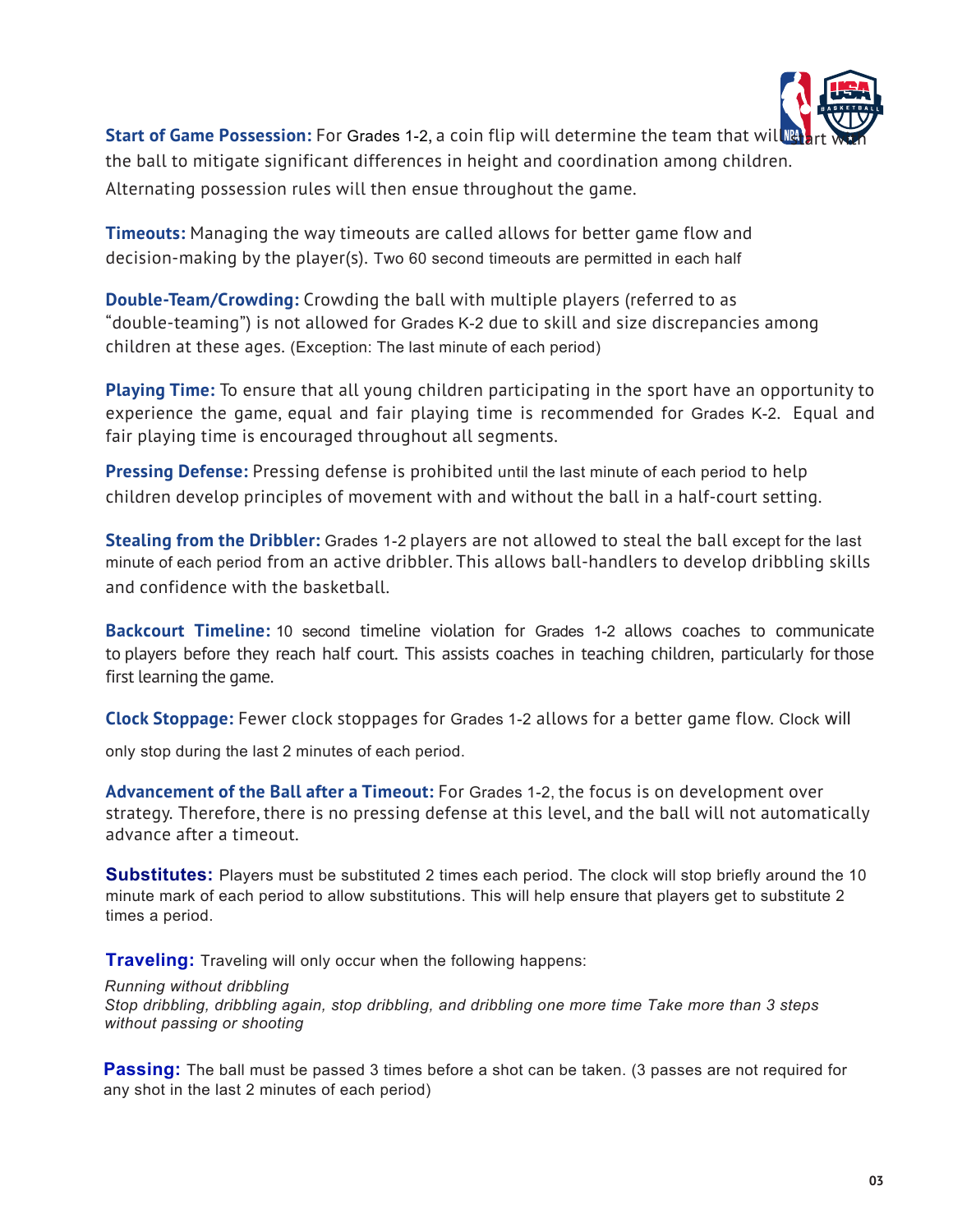**Start of Game Possession:** For Grades 1-2, a coin flip will determine the team that will start with the ball to mitigate significant differences in height and coordination among children. Alternating possession rules will then ensue throughout the game.

**Timeouts:** Managing the way timeouts are called allows for better game flow and decision-making by the player(s). Two 60 second timeouts are permitted in each half

**Double-Team/Crowding:** Crowding the ball with multiple players (referred to as "double-teaming") is not allowed for Grades K-2 due to skill and size discrepancies among children at these ages. (Exception: The last minute of each period)

**Playing Time:** To ensure that all young children participating in the sport have an opportunity to experience the game, equal and fair playing time is recommended for Grades K-2. Equal and fair playing time is encouraged throughout all segments.

**Pressing Defense:** Pressing defense is prohibited until the last minute of each period to help children develop principles of movement with and without the ball in a half-court setting.

**Stealing from the Dribbler:** Grades 1-2 players are not allowed to steal the ball except for the last minute of each period from an active dribbler. This allows ball-handlers to develop dribbling skills and confidence with the basketball.

**Backcourt Timeline:** 10 second timeline violation for Grades 1-2 allows coaches to communicate to players before they reach half court. This assists coaches in teaching children, particularly for those first learning the game.

**Clock Stoppage:** Fewer clock stoppages for Grades 1-2 allows for a better game flow. Clock will only stop during the last 2 minutes of each period.

**Advancement of the Ball after a Timeout:** For Grades 1-2, the focus is on development over strategy. Therefore, there is no pressing defense at this level, and the ball will not automatically advance after a timeout.

**Substitutes:** Players must be substituted 2 times each period. The clock will stop briefly around the 10 minute mark of each period to allow substitutions. This will help ensure that players get to substitute 2 times a period.

**Traveling:** Traveling will only occur when the following happens:

*Running without dribbling*
*Stop dribbling, dribbling again, stop dribbling, and dribbling one more time Take more than 3 steps without passing or shooting*

**Passing:** The ball must be passed 3 times before a shot can be taken. (3 passes are not required for any shot in the last 2 minutes of each period)